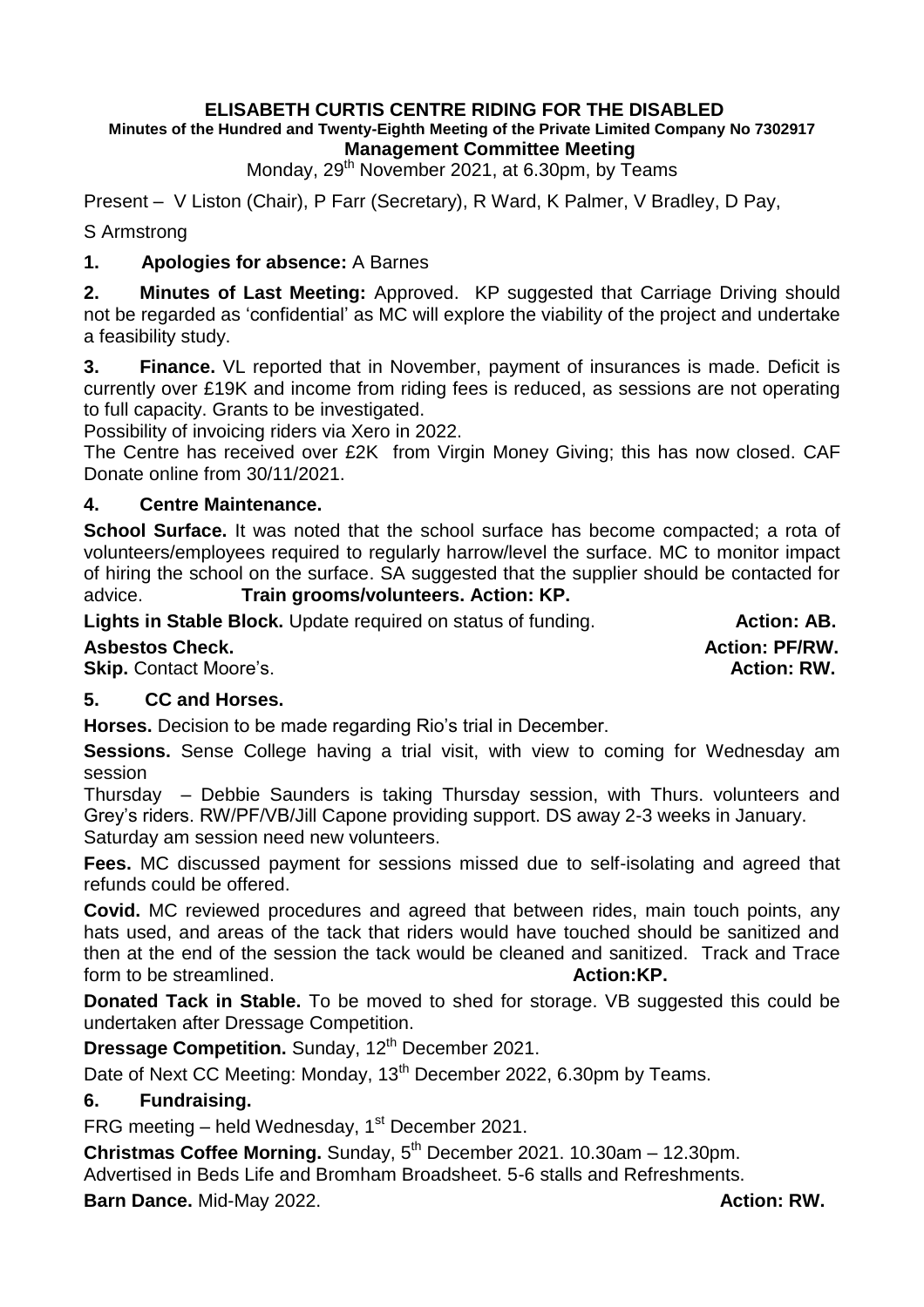# ELISABETH CURTIS CENTRE RIDING FOR THE DISABLED

**Minutes of the Hundred and Twenty-Eighth Meeting of the Private Limited Company No 7302917**

**Management Committee Meeting**

Monday, 29th November 2021, at 6.30pm, by Teams

Present – V Liston (Chair), P Farr (Secretary), R Ward, K Palmer, V Bradley, D Pay, S Armstrong

**1. Apologies for absence:** A Barnes

**2. Minutes of Last Meeting:** Approved. KP suggested that Carriage Driving should not be regarded as 'confidential' as MC will explore the viability of the project and undertake a feasibility study.

**3. Finance.** VL reported that in November, payment of insurances is made. Deficit is currently over £19K and income from riding fees is reduced, as sessions are not operating to full capacity. Grants to be investigated.

Possibility of invoicing riders via Xero in 2022.

The Centre has received over £2K from Virgin Money Giving; this has now closed. CAF Donate online from 30/11/2021.

**4. Centre Maintenance.**

**School Surface.** It was noted that the school surface has become compacted; a rota of volunteers/employees required to regularly harrow/level the surface. MC to monitor impact of hiring the school on the surface. SA suggested that the supplier should be contacted for advice. **Train grooms/volunteers. Action: KP.**

**Lights in Stable Block.** Update required on status of funding. **Action: AB.**

**Asbestos Check. Action: PF/RW.**

**Skip.** Contact Moore's. **Action: RW.**

**5. CC and Horses.**

**Horses.** Decision to be made regarding Rio's trial in December.

**Sessions.** Sense College having a trial visit, with view to coming for Wednesday am session

Thursday – Debbie Saunders is taking Thursday session, with Thurs. volunteers and Grey's riders. RW/PF/VB/Jill Capone providing support. DS away 2-3 weeks in January.

Saturday am session need new volunteers.

**Fees.** MC discussed payment for sessions missed due to self-isolating and agreed that refunds could be offered.

**Covid.** MC reviewed procedures and agreed that between rides, main touch points, any hats used, and areas of the tack that riders would have touched should be sanitized and then at the end of the session the tack would be cleaned and sanitized. Track and Trace form to be streamlined. **Action:KP.**

**Donated Tack in Stable.** To be moved to shed for storage. VB suggested this could be undertaken after Dressage Competition.

**Dressage Competition.** Sunday, 12th December 2021.

Date of Next CC Meeting: Monday, 13th December 2022, 6.30pm by Teams.

**6. Fundraising.**

FRG meeting – held Wednesday, 1st December 2021.

**Christmas Coffee Morning.** Sunday, 5th December 2021. 10.30am – 12.30pm.

Advertised in Beds Life and Bromham Broadsheet. 5-6 stalls and Refreshments.

**Barn Dance.** Mid-May 2022. **Action: RW.**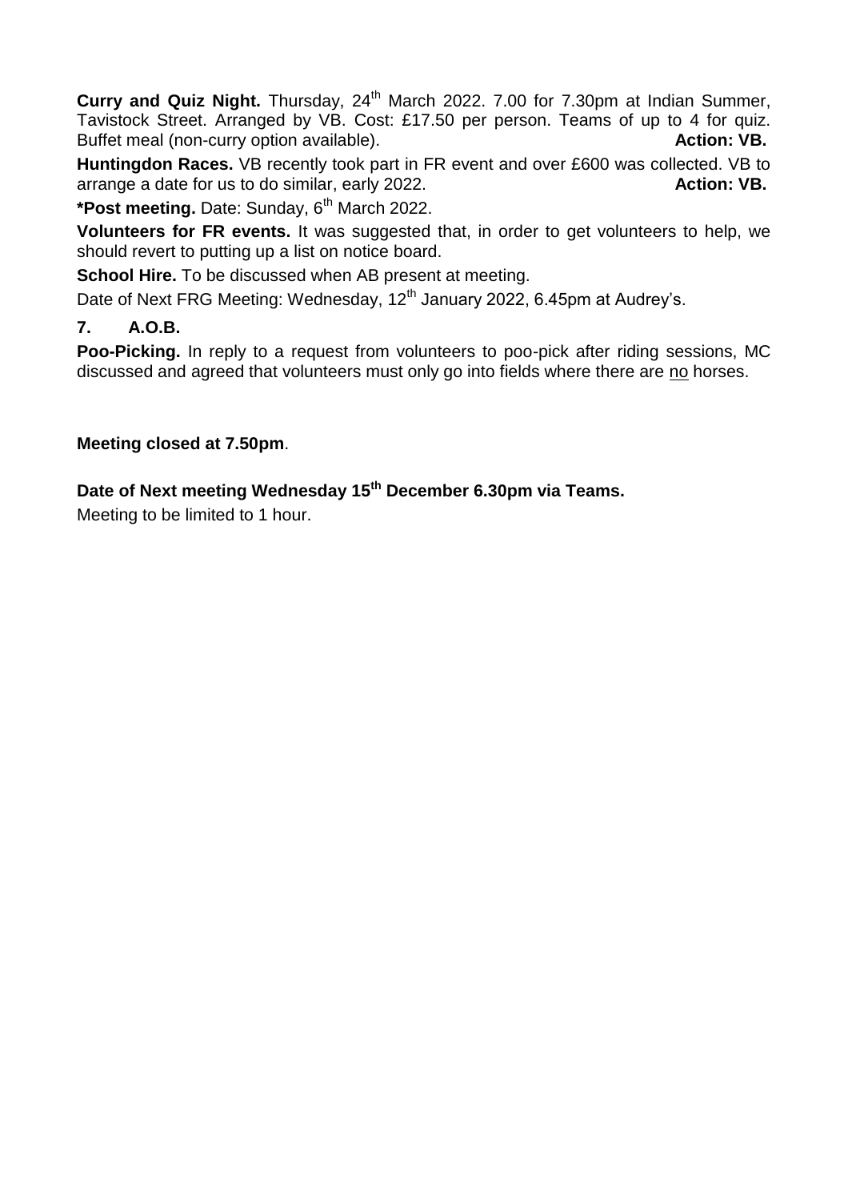**Curry and Quiz Night.** Thursday, 24th March 2022. 7.00 for 7.30pm at Indian Summer, Tavistock Street. Arranged by VB. Cost: £17.50 per person. Teams of up to 4 for quiz. Buffet meal (non-curry option available). **Action: VB.**

**Huntingdon Races.** VB recently took part in FR event and over £600 was collected. VB to arrange a date for us to do similar, early 2022. **Action: VB.**

***Post meeting.** Date: Sunday, 6th March 2022.

**Volunteers for FR events.** It was suggested that, in order to get volunteers to help, we should revert to putting up a list on notice board.

**School Hire.** To be discussed when AB present at meeting.

Date of Next FRG Meeting: Wednesday, 12th January 2022, 6.45pm at Audrey's.

## 7. A.O.B.

**Poo-Picking.** In reply to a request from volunteers to poo-pick after riding sessions, MC discussed and agreed that volunteers must only go into fields where there are no horses.

**Meeting closed at 7.50pm**.

**Date of Next meeting Wednesday 15th December 6.30pm via Teams.**

Meeting to be limited to 1 hour.